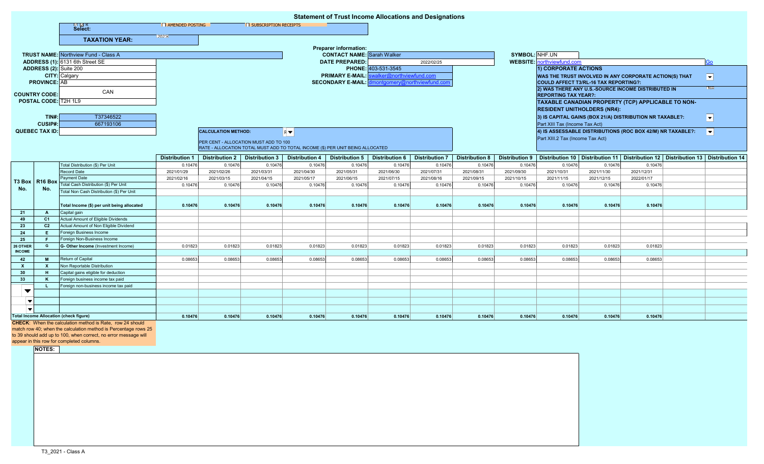# Statement of Trust Income Allocations and Designations

Select: ☐ AMENDED POSTING ☐ SUBSCRIPTION RECEIPTS

**TAXATION YEAR:** 2021

| | |
|---|---|
| **TRUST NAME:** | Northview Fund - Class A |
| **ADDRESS (1):** | 6131 6th Street SE |
| **ADDRESS (2):** | Suite 200 |
| **CITY:** | Calgary |
| **PROVINCE:** | AB |
| **COUNTRY CODE:** | CAN |
| **POSTAL CODE:** | T2H 1L9 |
| **TIN#:** | T37346522 |
| **CUSIP#:** | 667193106 |
| **QUEBEC TAX ID:** | |

**Preparer information:**

| | |
|---|---|
| **CONTACT NAME:** | Sarah Walker |
| **DATE PREPARED:** | 2022/02/25 |
| **PHONE:** | 403-531-3545 |
| **PRIMARY E-MAIL:** | swalker@northviewfund.com |
| **SECONDARY E-MAIL:** | dmontgomery@northviewfund.com |

**SYMBOL:** NHF.UN
**WEBSITE:** northviewfund.com Go

**1) CORPORATE ACTIONS**

**WAS THE TRUST INVOLVED IN ANY CORPORATE ACTION(S) THAT COULD AFFECT T3/RL-16 TAX REPORTING?:**

**2) WAS THERE ANY U.S.-SOURCE INCOME DISTRIBUTED IN REPORTING TAX YEAR?:** No

**TAXABLE CANADIAN PROPERTY (TCP) APPLICABLE TO NON-RESIDENT UNITHOLDERS (NR4):**

**3) IS CAPITAL GAINS (BOX 21/A) DISTRIBUTION NR TAXABLE?:**
Part XIII Tax (Income Tax Act)

**4) IS ASSESSABLE DISTRIBUTIONS (ROC BOX 42/M) NR TAXABLE?:**
Part XIII.2 Tax (Income Tax Act)

**CALCULATION METHOD:** R

PER CENT - ALLOCATION MUST ADD TO 100
RATE - ALLOCATION TOTAL MUST ADD TO TOTAL INCOME ($) PER UNIT BEING ALLOCATED

| T3 Box No. | R16 Box No. | | Distribution 1 | Distribution 2 | Distribution 3 | Distribution 4 | Distribution 5 | Distribution 6 | Distribution 7 | Distribution 8 | Distribution 9 | Distribution 10 | Distribution 11 | Distribution 12 | Distribution 13 | Distribution 14 |
|---|---|---|---|---|---|---|---|---|---|---|---|---|---|---|---|---|
| | | Total Distribution ($) Per Unit | 0.10476 | 0.10476 | 0.10476 | 0.10476 | 0.10476 | 0.10476 | 0.10476 | 0.10476 | 0.10476 | 0.10476 | 0.10476 | 0.10476 | | |
| | | Record Date | 2021/01/29 | 2021/02/26 | 2021/03/31 | 2021/04/30 | 2021/05/31 | 2021/06/30 | 2021/07/31 | 2021/08/31 | 2021/09/30 | 2021/10/31 | 2021/11/30 | 2021/12/31 | | |
| | | Payment Date | 2021/02/16 | 2021/03/15 | 2021/04/15 | 2021/05/17 | 2021/06/15 | 2021/07/15 | 2021/08/16 | 2021/09/15 | 2021/10/15 | 2021/11/15 | 2021/12/15 | 2022/01/17 | | |
| | | Total Cash Distribution ($) Per Unit | 0.10476 | 0.10476 | 0.10476 | 0.10476 | 0.10476 | 0.10476 | 0.10476 | 0.10476 | 0.10476 | 0.10476 | 0.10476 | 0.10476 | | |
| | | Total Non Cash Distribution ($) Per Unit | | | | | | | | | | | | | | |
| | | **Total Income ($) per unit being allocated** | **0.10476** | **0.10476** | **0.10476** | **0.10476** | **0.10476** | **0.10476** | **0.10476** | **0.10476** | **0.10476** | **0.10476** | **0.10476** | **0.10476** | | |
| 21 | A | Capital gain | | | | | | | | | | | | | | |
| 49 | C1 | Actual Amount of Eligible Dividends | | | | | | | | | | | | | | |
| 23 | C2 | Actual Amount of Non Eligible Dividend | | | | | | | | | | | | | | |
| 24 | E | Foreign Business Income | | | | | | | | | | | | | | |
| 25 | F | Foreign Non-Business Income | | | | | | | | | | | | | | |
| 26 OTHER INCOME | G | G- Other Income (Investment Income) | 0.01823 | 0.01823 | 0.01823 | 0.01823 | 0.01823 | 0.01823 | 0.01823 | 0.01823 | 0.01823 | 0.01823 | 0.01823 | 0.01823 | | |
| 42 | M | Return of Capital | 0.08653 | 0.08653 | 0.08653 | 0.08653 | 0.08653 | 0.08653 | 0.08653 | 0.08653 | 0.08653 | 0.08653 | 0.08653 | 0.08653 | | |
| X | X | Non Reportable Distribution | | | | | | | | | | | | | | |
| 30 | H | Capital gains eligible for deduction | | | | | | | | | | | | | | |
| 33 | K | Foreign business income tax paid | | | | | | | | | | | | | | |
| | L | Foreign non-business income tax paid | | | | | | | | | | | | | | |
| **Total Income Allocation (check figure)** | | | **0.10476** | **0.10476** | **0.10476** | **0.10476** | **0.10476** | **0.10476** | **0.10476** | **0.10476** | **0.10476** | **0.10476** | **0.10476** | **0.10476** | | |

**CHECK**: When the calculation method is Rate, row 24 should match row 40; when the calculation method is Percentage rows 25 to 39 should add up to 100, when correct, no error message will appear in this row for completed columns.

**NOTES:**

T3_2021 - Class A